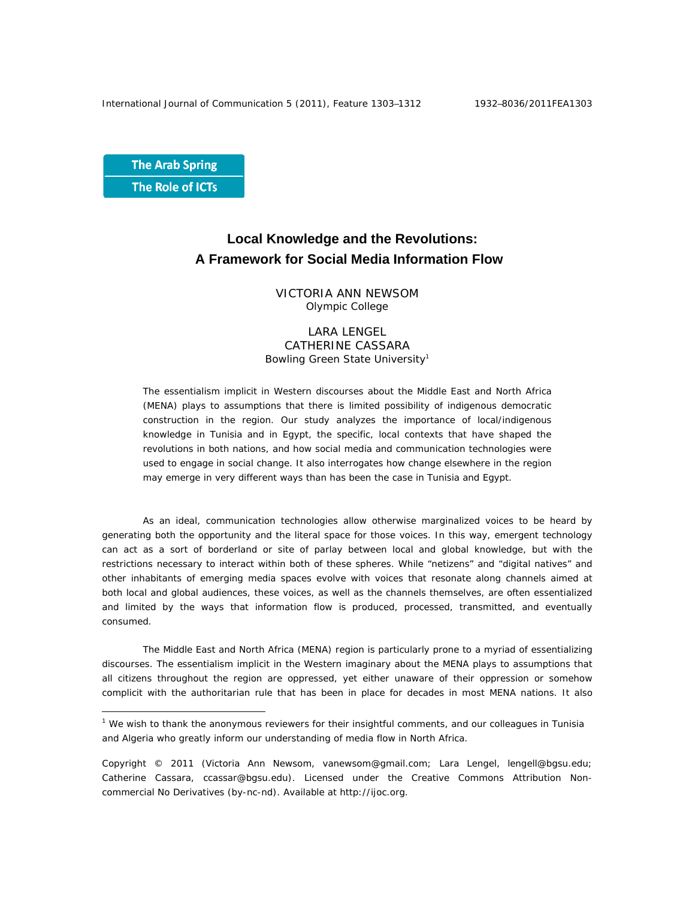The Arab Spring
The Role of ICTs

# Local Knowledge and the Revolutions: A Framework for Social Media Information Flow

VICTORIA ANN NEWSOM
Olympic College

LARA LENGEL
CATHERINE CASSARA
Bowling Green State University[1]

The essentialism implicit in Western discourses about the Middle East and North Africa (MENA) plays to assumptions that there is limited possibility of indigenous democratic construction in the region. Our study analyzes the importance of local/indigenous knowledge in Tunisia and in Egypt, the specific, local contexts that have shaped the revolutions in both nations, and how social media and communication technologies were used to engage in social change. It also interrogates how change elsewhere in the region may emerge in very different ways than has been the case in Tunisia and Egypt.

As an ideal, communication technologies allow otherwise marginalized voices to be heard by generating both the opportunity and the literal space for those voices. In this way, emergent technology can act as a sort of borderland or site of parlay between local and global knowledge, but with the restrictions necessary to interact within both of these spheres. While "netizens" and "digital natives" and other inhabitants of emerging media spaces evolve with voices that resonate along channels aimed at both local and global audiences, these voices, as well as the channels themselves, are often essentialized and limited by the ways that information flow is produced, processed, transmitted, and eventually consumed.

The Middle East and North Africa (MENA) region is particularly prone to a myriad of essentializing discourses. The essentialism implicit in the Western imaginary about the MENA plays to assumptions that all citizens throughout the region are oppressed, yet either unaware of their oppression or somehow complicit with the authoritarian rule that has been in place for decades in most MENA nations. It also

[1] We wish to thank the anonymous reviewers for their insightful comments, and our colleagues in Tunisia and Algeria who greatly inform our understanding of media flow in North Africa.

Copyright © 2011 (Victoria Ann Newsom, vanewsom@gmail.com; Lara Lengel, lengell@bgsu.edu; Catherine Cassara, ccassar@bgsu.edu). Licensed under the Creative Commons Attribution Non-commercial No Derivatives (by-nc-nd). Available at http://ijoc.org.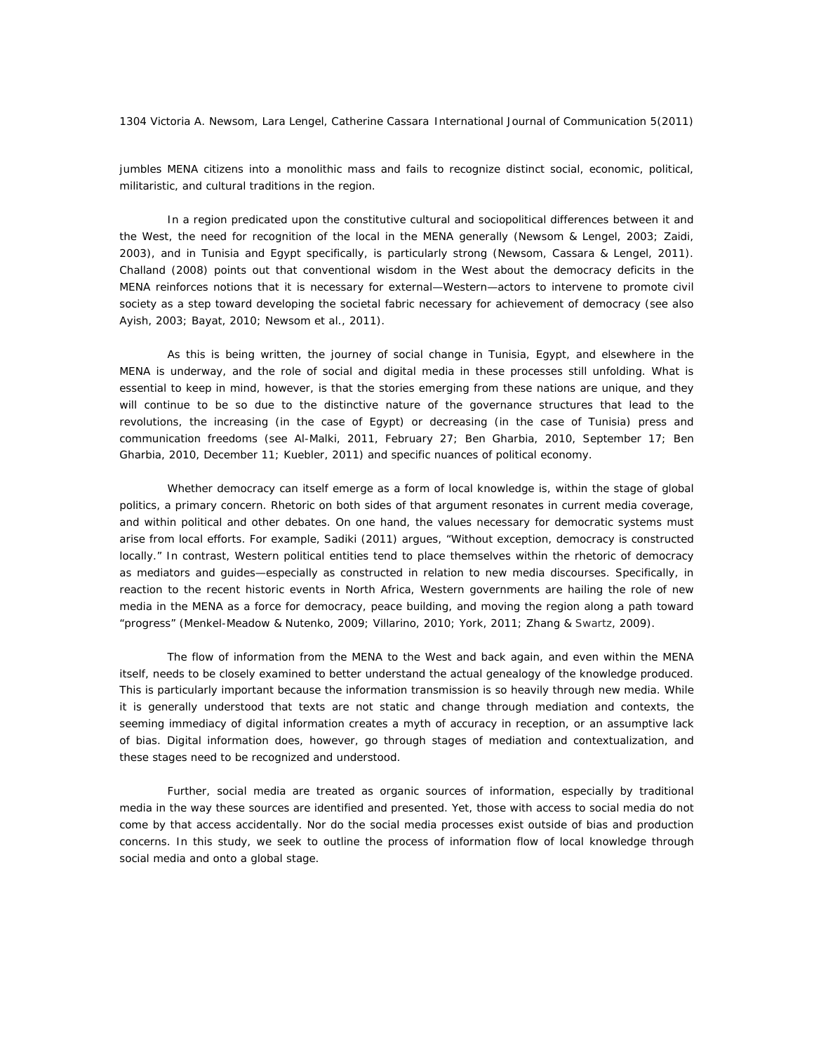jumbles MENA citizens into a monolithic mass and fails to recognize distinct social, economic, political, militaristic, and cultural traditions in the region.

In a region predicated upon the constitutive cultural and sociopolitical differences between it and the West, the need for recognition of the local in the MENA generally (Newsom & Lengel, 2003; Zaidi, 2003), and in Tunisia and Egypt specifically, is particularly strong (Newsom, Cassara & Lengel, 2011). Challand (2008) points out that conventional wisdom in the West about the democracy deficits in the MENA reinforces notions that it is necessary for external—Western—actors to intervene to promote civil society as a step toward developing the societal fabric necessary for achievement of democracy (see also Ayish, 2003; Bayat, 2010; Newsom et al., 2011).

As this is being written, the journey of social change in Tunisia, Egypt, and elsewhere in the MENA is underway, and the role of social and digital media in these processes still unfolding. What is essential to keep in mind, however, is that the stories emerging from these nations are unique, and they will continue to be so due to the distinctive nature of the governance structures that lead to the revolutions, the increasing (in the case of Egypt) or decreasing (in the case of Tunisia) press and communication freedoms (see Al-Malki, 2011, February 27; Ben Gharbia, 2010, September 17; Ben Gharbia, 2010, December 11; Kuebler, 2011) and specific nuances of political economy.

Whether democracy can itself emerge as a form of local knowledge is, within the stage of global politics, a primary concern. Rhetoric on both sides of that argument resonates in current media coverage, and within political and other debates. On one hand, the values necessary for democratic systems must arise from local efforts. For example, Sadiki (2011) argues, "Without exception, democracy is constructed locally." In contrast, Western political entities tend to place themselves within the rhetoric of democracy as mediators and guides—especially as constructed in relation to new media discourses. Specifically, in reaction to the recent historic events in North Africa, Western governments are hailing the role of new media in the MENA as a force for democracy, peace building, and moving the region along a path toward "progress" (Menkel-Meadow & Nutenko, 2009; Villarino, 2010; York, 2011; Zhang & Swartz, 2009).

The flow of information from the MENA to the West and back again, and even within the MENA itself, needs to be closely examined to better understand the actual genealogy of the knowledge produced. This is particularly important because the information transmission is so heavily through new media. While it is generally understood that texts are not static and change through mediation and contexts, the seeming immediacy of digital information creates a myth of accuracy in reception, or an assumptive lack of bias. Digital information does, however, go through stages of mediation and contextualization, and these stages need to be recognized and understood.

Further, social media are treated as organic sources of information, especially by traditional media in the way these sources are identified and presented. Yet, those with access to social media do not come by that access accidentally. Nor do the social media processes exist outside of bias and production concerns. In this study, we seek to outline the process of information flow of local knowledge through social media and onto a global stage.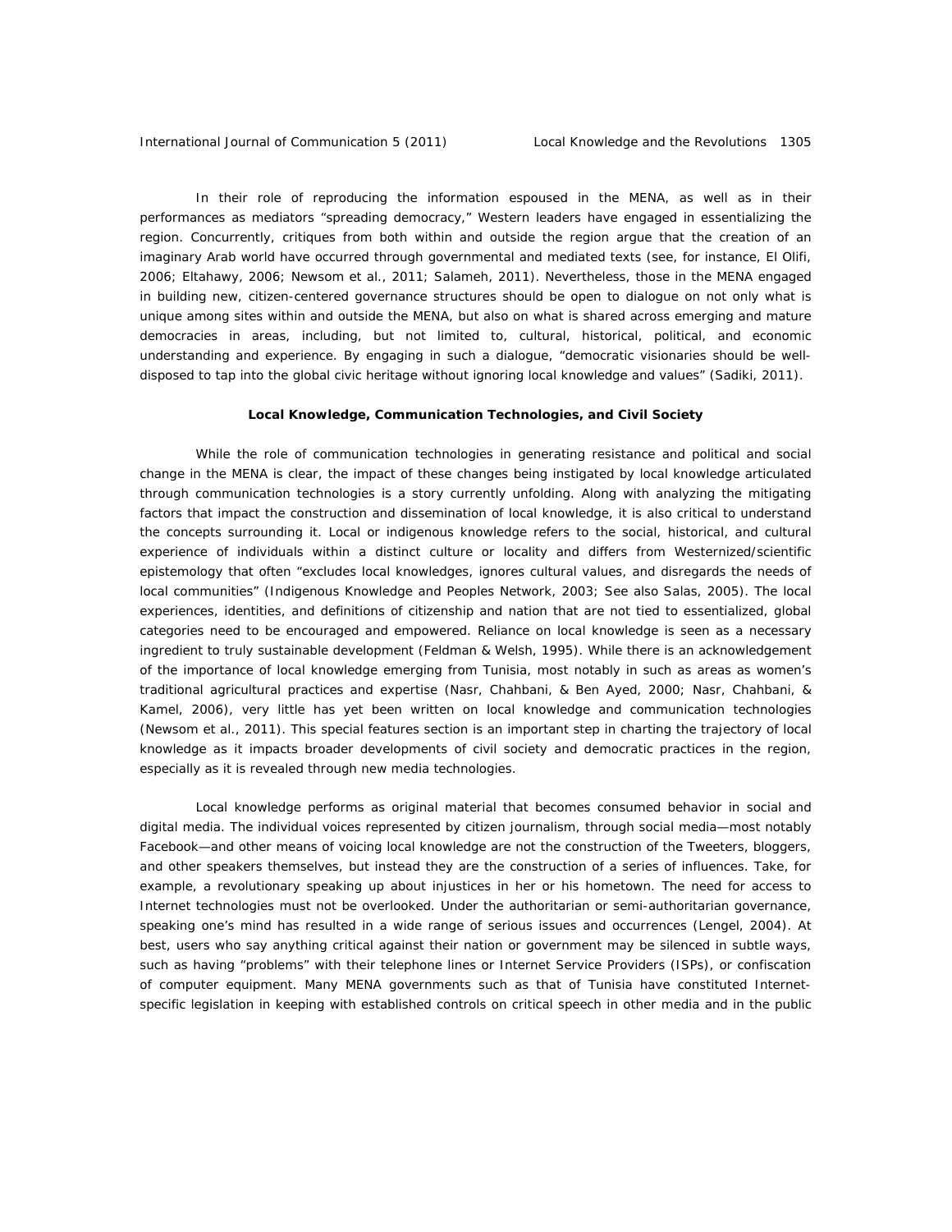In their role of reproducing the information espoused in the MENA, as well as in their performances as mediators "spreading democracy," Western leaders have engaged in essentializing the region. Concurrently, critiques from both within and outside the region argue that the creation of an imaginary Arab world have occurred through governmental and mediated texts (see, for instance, El Olifi, 2006; Eltahawy, 2006; Newsom et al., 2011; Salameh, 2011). Nevertheless, those in the MENA engaged in building new, citizen-centered governance structures should be open to dialogue on not only what is unique among sites within and outside the MENA, but also on what is shared across emerging and mature democracies in areas, including, but not limited to, cultural, historical, political, and economic understanding and experience. By engaging in such a dialogue, "democratic visionaries should be well-disposed to tap into the global civic heritage without ignoring local knowledge and values" (Sadiki, 2011).

### Local Knowledge, Communication Technologies, and Civil Society

While the role of communication technologies in generating resistance and political and social change in the MENA is clear, the impact of these changes being instigated by local knowledge articulated through communication technologies is a story currently unfolding. Along with analyzing the mitigating factors that impact the construction and dissemination of local knowledge, it is also critical to understand the concepts surrounding it. Local or indigenous knowledge refers to the social, historical, and cultural experience of individuals within a distinct culture or locality and differs from Westernized/scientific epistemology that often "excludes local knowledges, ignores cultural values, and disregards the needs of local communities" (Indigenous Knowledge and Peoples Network, 2003; See also Salas, 2005). The local experiences, identities, and definitions of citizenship and nation that are not tied to essentialized, global categories need to be encouraged and empowered. Reliance on local knowledge is seen as a necessary ingredient to truly sustainable development (Feldman & Welsh, 1995). While there is an acknowledgement of the importance of local knowledge emerging from Tunisia, most notably in such as areas as women's traditional agricultural practices and expertise (Nasr, Chahbani, & Ben Ayed, 2000; Nasr, Chahbani, & Kamel, 2006), very little has yet been written on local knowledge and communication technologies (Newsom et al., 2011). This special features section is an important step in charting the trajectory of local knowledge as it impacts broader developments of civil society and democratic practices in the region, especially as it is revealed through new media technologies.

Local knowledge performs as original material that becomes consumed behavior in social and digital media. The individual voices represented by citizen journalism, through social media—most notably Facebook—and other means of voicing local knowledge are not the construction of the Tweeters, bloggers, and other speakers themselves, but instead they are the construction of a series of influences. Take, for example, a revolutionary speaking up about injustices in her or his hometown. The need for access to Internet technologies must not be overlooked. Under the authoritarian or semi-authoritarian governance, speaking one's mind has resulted in a wide range of serious issues and occurrences (Lengel, 2004). At best, users who say anything critical against their nation or government may be silenced in subtle ways, such as having "problems" with their telephone lines or Internet Service Providers (ISPs), or confiscation of computer equipment. Many MENA governments such as that of Tunisia have constituted Internet-specific legislation in keeping with established controls on critical speech in other media and in the public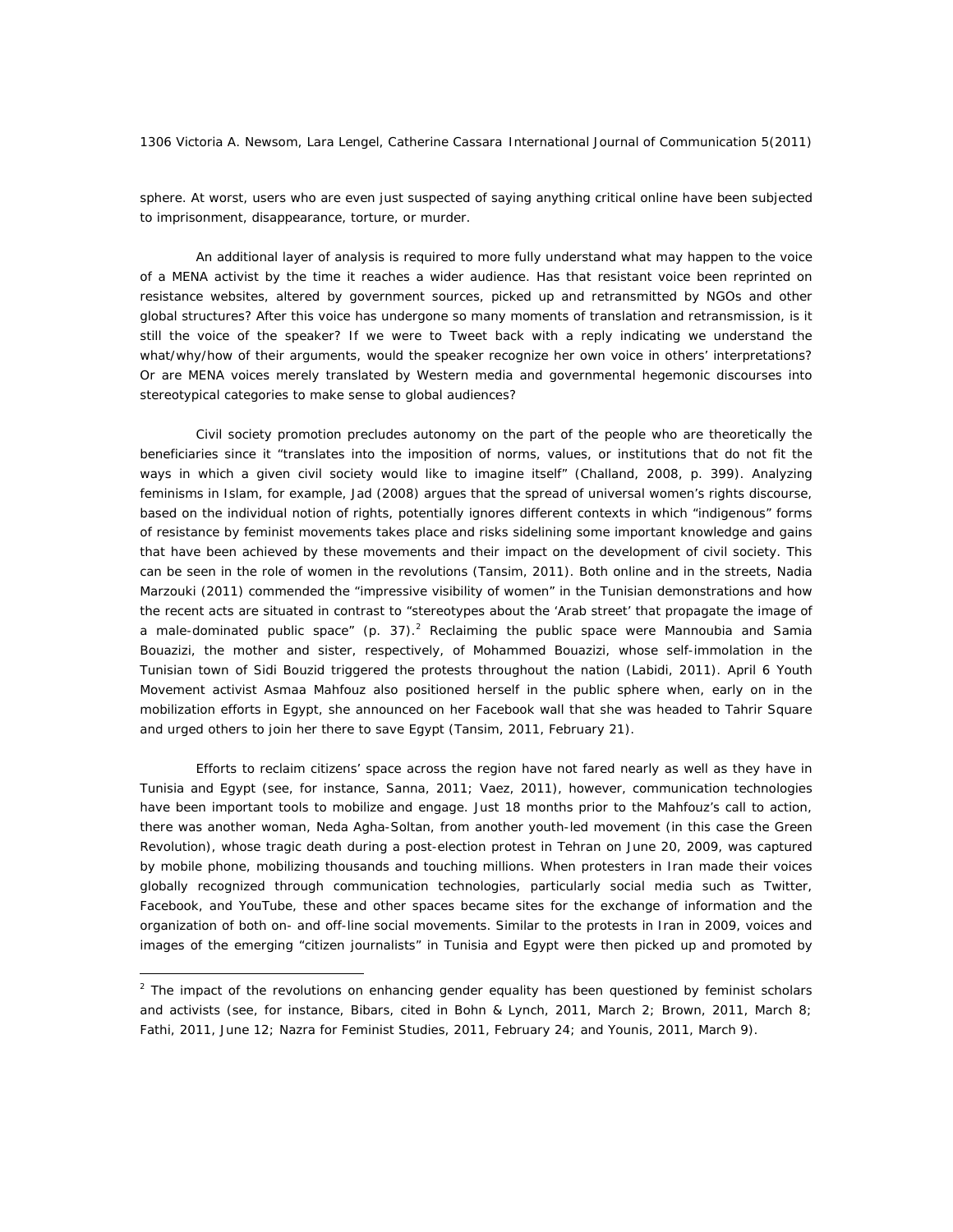sphere. At worst, users who are even just suspected of saying anything critical online have been subjected to imprisonment, disappearance, torture, or murder.

An additional layer of analysis is required to more fully understand what may happen to the voice of a MENA activist by the time it reaches a wider audience. Has that resistant voice been reprinted on resistance websites, altered by government sources, picked up and retransmitted by NGOs and other global structures? After this voice has undergone so many moments of translation and retransmission, is it still the voice of the speaker? If we were to Tweet back with a reply indicating we understand the what/why/how of their arguments, would the speaker recognize her own voice in others' interpretations? Or are MENA voices merely translated by Western media and governmental hegemonic discourses into stereotypical categories to make sense to global audiences?

Civil society promotion precludes autonomy on the part of the people who are theoretically the beneficiaries since it "translates into the imposition of norms, values, or institutions that do not fit the ways in which a given civil society would like to imagine itself" (Challand, 2008, p. 399). Analyzing feminisms in Islam, for example, Jad (2008) argues that the spread of universal women's rights discourse, based on the individual notion of rights, potentially ignores different contexts in which "indigenous" forms of resistance by feminist movements takes place and risks sidelining some important knowledge and gains that have been achieved by these movements and their impact on the development of civil society. This can be seen in the role of women in the revolutions (Tansim, 2011). Both online and in the streets, Nadia Marzouki (2011) commended the "impressive visibility of women" in the Tunisian demonstrations and how the recent acts are situated in contrast to "stereotypes about the 'Arab street' that propagate the image of a male-dominated public space" (p. 37).[2] Reclaiming the public space were Mannoubia and Samia Bouazizi, the mother and sister, respectively, of Mohammed Bouazizi, whose self-immolation in the Tunisian town of Sidi Bouzid triggered the protests throughout the nation (Labidi, 2011). April 6 Youth Movement activist Asmaa Mahfouz also positioned herself in the public sphere when, early on in the mobilization efforts in Egypt, she announced on her Facebook wall that she was headed to Tahrir Square and urged others to join her there to save Egypt (Tansim, 2011, February 21).

Efforts to reclaim citizens' space across the region have not fared nearly as well as they have in Tunisia and Egypt (see, for instance, Sanna, 2011; Vaez, 2011), however, communication technologies have been important tools to mobilize and engage. Just 18 months prior to the Mahfouz's call to action, there was another woman, Neda Agha-Soltan, from another youth-led movement (in this case the Green Revolution), whose tragic death during a post-election protest in Tehran on June 20, 2009, was captured by mobile phone, mobilizing thousands and touching millions. When protesters in Iran made their voices globally recognized through communication technologies, particularly social media such as Twitter, Facebook, and YouTube, these and other spaces became sites for the exchange of information and the organization of both on- and off-line social movements. Similar to the protests in Iran in 2009, voices and images of the emerging "citizen journalists" in Tunisia and Egypt were then picked up and promoted by

[2] The impact of the revolutions on enhancing gender equality has been questioned by feminist scholars and activists (see, for instance, Bibars, cited in Bohn & Lynch, 2011, March 2; Brown, 2011, March 8; Fathi, 2011, June 12; Nazra for Feminist Studies, 2011, February 24; and Younis, 2011, March 9).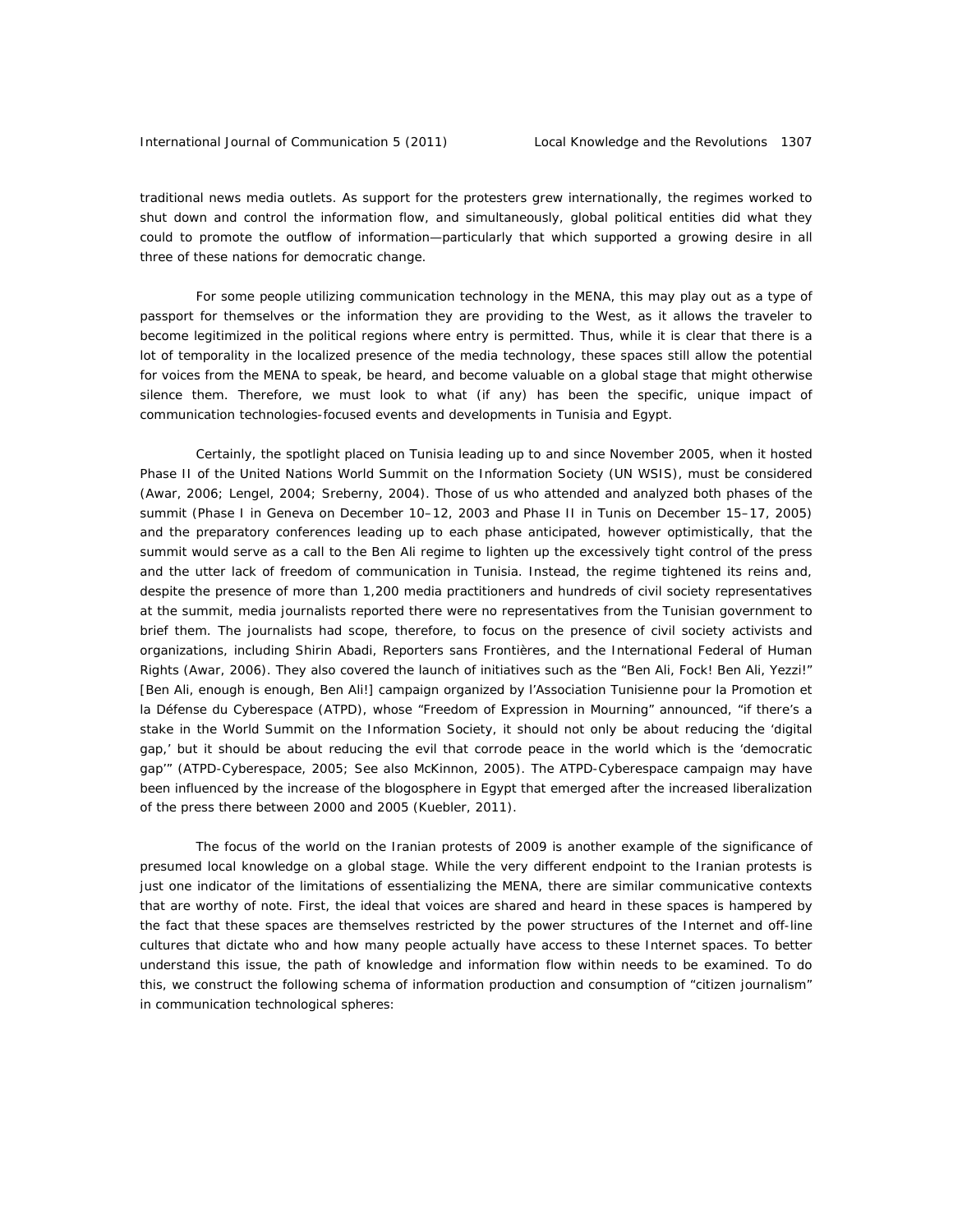traditional news media outlets. As support for the protesters grew internationally, the regimes worked to shut down and control the information flow, and simultaneously, global political entities did what they could to promote the outflow of information—particularly that which supported a growing desire in all three of these nations for democratic change.

For some people utilizing communication technology in the MENA, this may play out as a type of passport for themselves or the information they are providing to the West, as it allows the traveler to become legitimized in the political regions where entry is permitted. Thus, while it is clear that there is a lot of temporality in the localized presence of the media technology, these spaces still allow the potential for voices from the MENA to speak, be heard, and become valuable on a global stage that might otherwise silence them. Therefore, we must look to what (if any) has been the specific, unique impact of communication technologies-focused events and developments in Tunisia and Egypt.

Certainly, the spotlight placed on Tunisia leading up to and since November 2005, when it hosted Phase II of the United Nations World Summit on the Information Society (UN WSIS), must be considered (Awar, 2006; Lengel, 2004; Sreberny, 2004). Those of us who attended and analyzed both phases of the summit (Phase I in Geneva on December 10–12, 2003 and Phase II in Tunis on December 15–17, 2005) and the preparatory conferences leading up to each phase anticipated, however optimistically, that the summit would serve as a call to the Ben Ali regime to lighten up the excessively tight control of the press and the utter lack of freedom of communication in Tunisia. Instead, the regime tightened its reins and, despite the presence of more than 1,200 media practitioners and hundreds of civil society representatives at the summit, media journalists reported there were no representatives from the Tunisian government to brief them. The journalists had scope, therefore, to focus on the presence of civil society activists and organizations, including Shirin Abadi, Reporters sans Frontières, and the International Federal of Human Rights (Awar, 2006). They also covered the launch of initiatives such as the "Ben Ali, Fock! Ben Ali, Yezzi!" [Ben Ali, enough is enough, Ben Ali!] campaign organized by l'Association Tunisienne pour la Promotion et la Défense du Cyberespace (ATPD), whose "Freedom of Expression in Mourning" announced, "if there's a stake in the World Summit on the Information Society, it should not only be about reducing the 'digital gap,' but it should be about reducing the evil that corrode peace in the world which is the 'democratic gap'" (ATPD-Cyberespace, 2005; See also McKinnon, 2005). The ATPD-Cyberespace campaign may have been influenced by the increase of the blogosphere in Egypt that emerged after the increased liberalization of the press there between 2000 and 2005 (Kuebler, 2011).

The focus of the world on the Iranian protests of 2009 is another example of the significance of presumed local knowledge on a global stage. While the very different endpoint to the Iranian protests is just one indicator of the limitations of essentializing the MENA, there are similar communicative contexts that are worthy of note. First, the ideal that voices are shared and heard in these spaces is hampered by the fact that these spaces are themselves restricted by the power structures of the Internet and off-line cultures that dictate who and how many people actually have access to these Internet spaces. To better understand this issue, the path of knowledge and information flow within needs to be examined. To do this, we construct the following schema of information production and consumption of "citizen journalism" in communication technological spheres: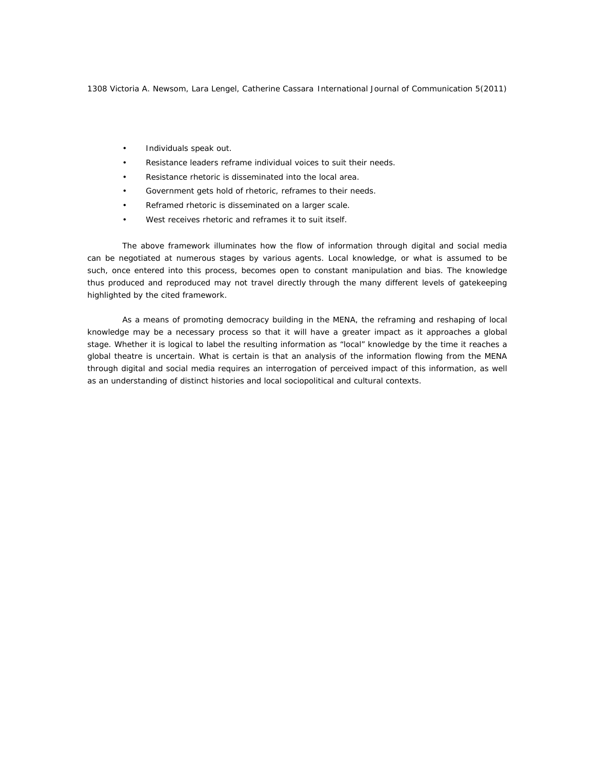- Individuals speak out.
- Resistance leaders reframe individual voices to suit their needs.
- Resistance rhetoric is disseminated into the local area.
- Government gets hold of rhetoric, reframes to their needs.
- Reframed rhetoric is disseminated on a larger scale.
- West receives rhetoric and reframes it to suit itself.

The above framework illuminates how the flow of information through digital and social media can be negotiated at numerous stages by various agents. Local knowledge, or what is assumed to be such, once entered into this process, becomes open to constant manipulation and bias. The knowledge thus produced and reproduced may not travel directly through the many different levels of gatekeeping highlighted by the cited framework.

As a means of promoting democracy building in the MENA, the reframing and reshaping of local knowledge may be a necessary process so that it will have a greater impact as it approaches a global stage. Whether it is logical to label the resulting information as "local" knowledge by the time it reaches a global theatre is uncertain. What is certain is that an analysis of the information flowing from the MENA through digital and social media requires an interrogation of perceived impact of this information, as well as an understanding of distinct histories and local sociopolitical and cultural contexts.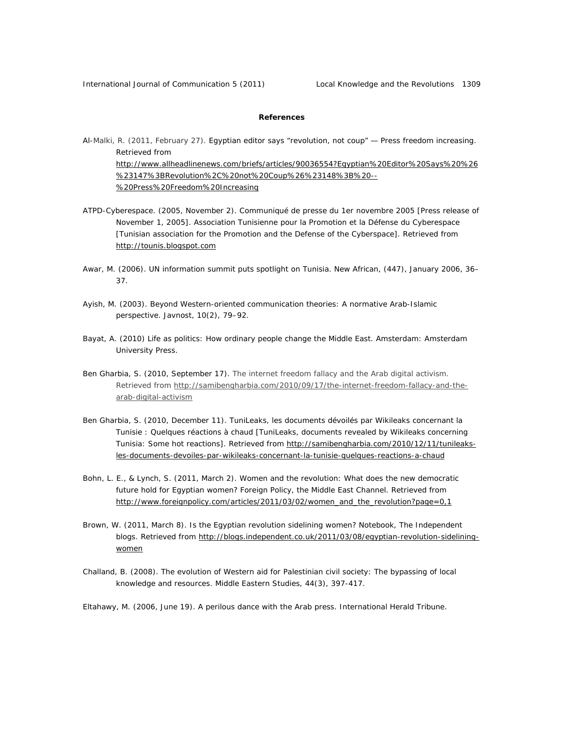**References**

Al-Malki, R. (2011, February 27). Egyptian editor says "revolution, not coup" — Press freedom increasing. Retrieved from http://www.allheadlinenews.com/briefs/articles/90036554?Egyptian%20Editor%20Says%20%26%23147%3BRevolution%2C%20not%20Coup%26%23148%3B%20--%20Press%20Freedom%20Increasing

ATPD-Cyberespace. (2005, November 2). Communiqué de presse du 1er novembre 2005 [Press release of November 1, 2005]. Association Tunisienne pour la Promotion et la Défense du Cyberespace [Tunisian association for the Promotion and the Defense of the Cyberspace]. Retrieved from http://tounis.blogspot.com

Awar, M. (2006). UN information summit puts spotlight on Tunisia. New African, (447), January 2006, 36–37.

Ayish, M. (2003). Beyond Western-oriented communication theories: A normative Arab-Islamic perspective. Javnost, 10(2), 79–92.

Bayat, A. (2010) Life as politics: How ordinary people change the Middle East. Amsterdam: Amsterdam University Press.

Ben Gharbia, S. (2010, September 17). The internet freedom fallacy and the Arab digital activism. Retrieved from http://samibengharbia.com/2010/09/17/the-internet-freedom-fallacy-and-the-arab-digital-activism

Ben Gharbia, S. (2010, December 11). TuniLeaks, les documents dévoilés par Wikileaks concernant la Tunisie : Quelques réactions à chaud [TuniLeaks, documents revealed by Wikileaks concerning Tunisia: Some hot reactions]. Retrieved from http://samibengharbia.com/2010/12/11/tunileaks-les-documents-devoiles-par-wikileaks-concernant-la-tunisie-quelques-reactions-a-chaud

Bohn, L. E., & Lynch, S. (2011, March 2). Women and the revolution: What does the new democratic future hold for Egyptian women? Foreign Policy, the Middle East Channel. Retrieved from http://www.foreignpolicy.com/articles/2011/03/02/women_and_the_revolution?page=0,1

Brown, W. (2011, March 8). Is the Egyptian revolution sidelining women? Notebook, The Independent blogs. Retrieved from http://blogs.independent.co.uk/2011/03/08/egyptian-revolution-sidelining-women

Challand, B. (2008). The evolution of Western aid for Palestinian civil society: The bypassing of local knowledge and resources. Middle Eastern Studies, 44(3), 397-417.

Eltahawy, M. (2006, June 19). A perilous dance with the Arab press. International Herald Tribune.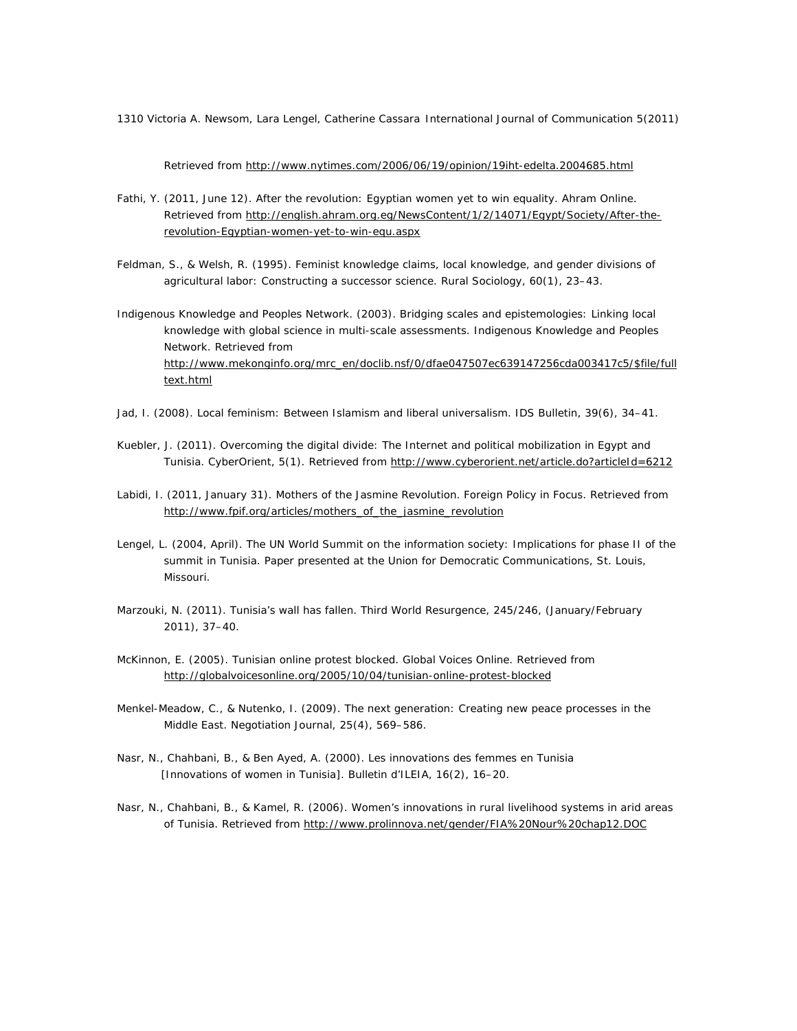Retrieved from http://www.nytimes.com/2006/06/19/opinion/19iht-edelta.2004685.html

Fathi, Y. (2011, June 12). After the revolution: Egyptian women yet to win equality. Ahram Online. Retrieved from http://english.ahram.org.eg/NewsContent/1/2/14071/Egypt/Society/After-the-revolution-Egyptian-women-yet-to-win-equ.aspx

Feldman, S., & Welsh, R. (1995). Feminist knowledge claims, local knowledge, and gender divisions of agricultural labor: Constructing a successor science. Rural Sociology, 60(1), 23–43.

Indigenous Knowledge and Peoples Network. (2003). Bridging scales and epistemologies: Linking local knowledge with global science in multi-scale assessments. Indigenous Knowledge and Peoples Network. Retrieved from http://www.mekonginfo.org/mrc_en/doclib.nsf/0/dfae047507ec639147256cda003417c5/$file/fulltext.html

Jad, I. (2008). Local feminism: Between Islamism and liberal universalism. IDS Bulletin, 39(6), 34–41.

Kuebler, J. (2011). Overcoming the digital divide: The Internet and political mobilization in Egypt and Tunisia. CyberOrient, 5(1). Retrieved from http://www.cyberorient.net/article.do?articleId=6212

Labidi, I. (2011, January 31). Mothers of the Jasmine Revolution. Foreign Policy in Focus. Retrieved from http://www.fpif.org/articles/mothers_of_the_jasmine_revolution

Lengel, L. (2004, April). The UN World Summit on the information society: Implications for phase II of the summit in Tunisia. Paper presented at the Union for Democratic Communications, St. Louis, Missouri.

Marzouki, N. (2011). Tunisia's wall has fallen. Third World Resurgence, 245/246, (January/February 2011), 37–40.

McKinnon, E. (2005). Tunisian online protest blocked. Global Voices Online. Retrieved from http://globalvoicesonline.org/2005/10/04/tunisian-online-protest-blocked

Menkel-Meadow, C., & Nutenko, I. (2009). The next generation: Creating new peace processes in the Middle East. Negotiation Journal, 25(4), 569–586.

Nasr, N., Chahbani, B., & Ben Ayed, A. (2000). Les innovations des femmes en Tunisia [Innovations of women in Tunisia]. Bulletin d'ILEIA, 16(2), 16–20.

Nasr, N., Chahbani, B., & Kamel, R. (2006). Women's innovations in rural livelihood systems in arid areas of Tunisia. Retrieved from http://www.prolinnova.net/gender/FIA%20Nour%20chap12.DOC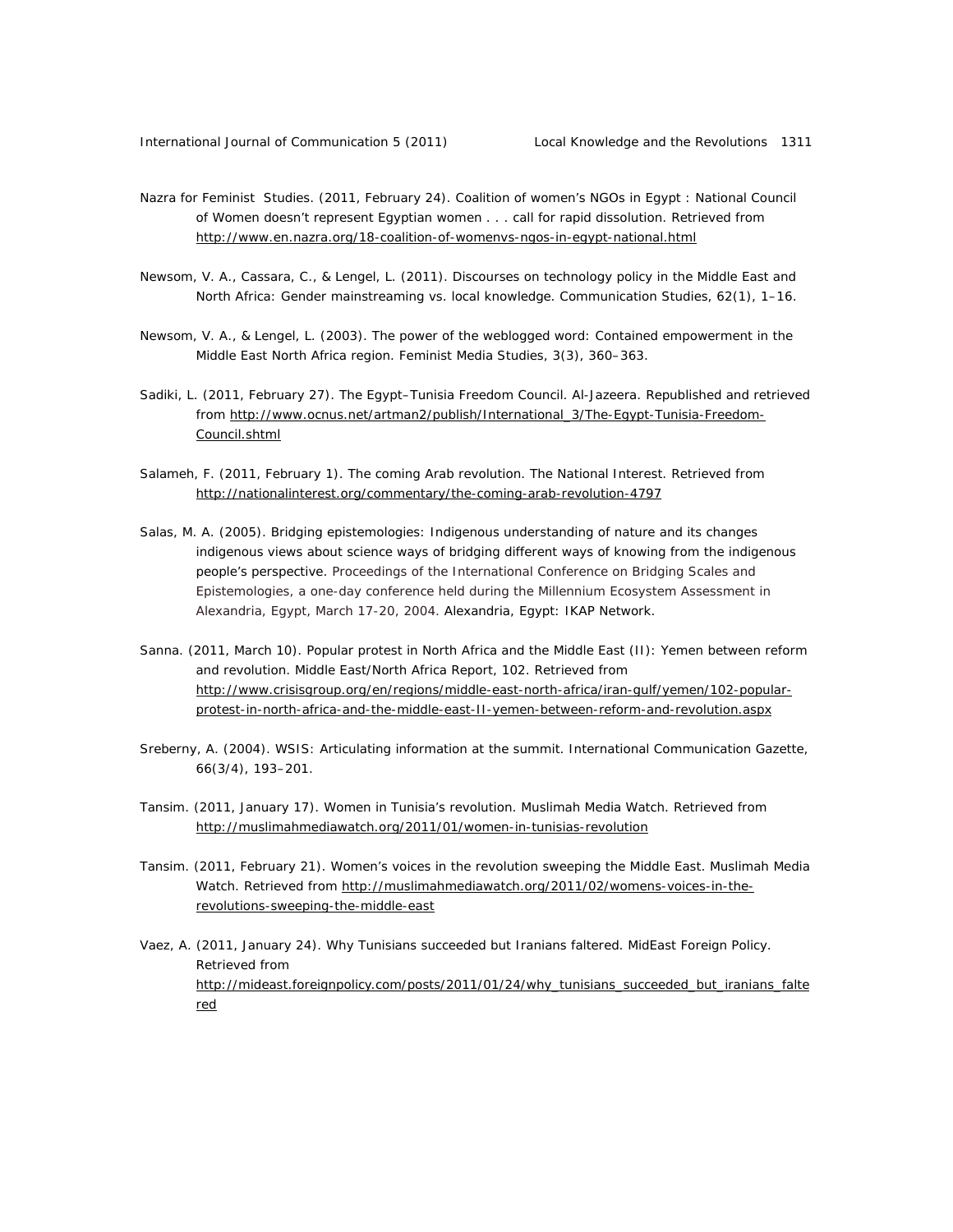Nazra for Feminist Studies. (2011, February 24). Coalition of women's NGOs in Egypt : National Council of Women doesn't represent Egyptian women . . . call for rapid dissolution. Retrieved from http://www.en.nazra.org/18-coalition-of-womenvs-ngos-in-egypt-national.html

Newsom, V. A., Cassara, C., & Lengel, L. (2011). Discourses on technology policy in the Middle East and North Africa: Gender mainstreaming vs. local knowledge. Communication Studies, 62(1), 1–16.

Newsom, V. A., & Lengel, L. (2003). The power of the weblogged word: Contained empowerment in the Middle East North Africa region. Feminist Media Studies, 3(3), 360–363.

Sadiki, L. (2011, February 27). The Egypt–Tunisia Freedom Council. Al-Jazeera. Republished and retrieved from http://www.ocnus.net/artman2/publish/International_3/The-Egypt-Tunisia-Freedom-Council.shtml

Salameh, F. (2011, February 1). The coming Arab revolution. The National Interest. Retrieved from http://nationalinterest.org/commentary/the-coming-arab-revolution-4797

Salas, M. A. (2005). Bridging epistemologies: Indigenous understanding of nature and its changes indigenous views about science ways of bridging different ways of knowing from the indigenous people's perspective. Proceedings of the International Conference on Bridging Scales and Epistemologies, a one-day conference held during the Millennium Ecosystem Assessment in Alexandria, Egypt, March 17-20, 2004. Alexandria, Egypt: IKAP Network.

Sanna. (2011, March 10). Popular protest in North Africa and the Middle East (II): Yemen between reform and revolution. Middle East/North Africa Report, 102. Retrieved from http://www.crisisgroup.org/en/regions/middle-east-north-africa/iran-gulf/yemen/102-popular-protest-in-north-africa-and-the-middle-east-II-yemen-between-reform-and-revolution.aspx

Sreberny, A. (2004). WSIS: Articulating information at the summit. International Communication Gazette, 66(3/4), 193–201.

Tansim. (2011, January 17). Women in Tunisia's revolution. Muslimah Media Watch. Retrieved from http://muslimahmediawatch.org/2011/01/women-in-tunisias-revolution

Tansim. (2011, February 21). Women's voices in the revolution sweeping the Middle East. Muslimah Media Watch. Retrieved from http://muslimahmediawatch.org/2011/02/womens-voices-in-the-revolutions-sweeping-the-middle-east

Vaez, A. (2011, January 24). Why Tunisians succeeded but Iranians faltered. MidEast Foreign Policy. Retrieved from http://mideast.foreignpolicy.com/posts/2011/01/24/why_tunisians_succeeded_but_iranians_faltered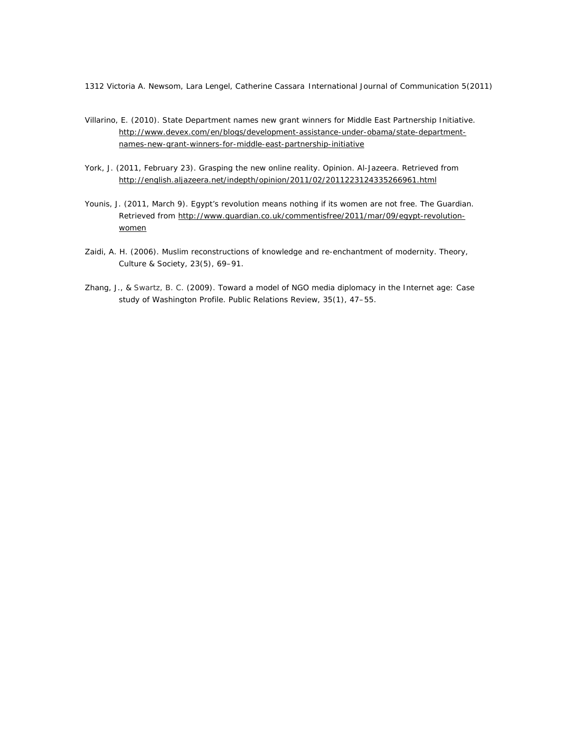Villarino, E. (2010). State Department names new grant winners for Middle East Partnership Initiative. http://www.devex.com/en/blogs/development-assistance-under-obama/state-department-names-new-grant-winners-for-middle-east-partnership-initiative

York, J. (2011, February 23). Grasping the new online reality. Opinion. Al-Jazeera. Retrieved from http://english.aljazeera.net/indepth/opinion/2011/02/2011223124335266961.html

Younis, J. (2011, March 9). Egypt's revolution means nothing if its women are not free. The Guardian. Retrieved from http://www.guardian.co.uk/commentisfree/2011/mar/09/egypt-revolution-women

Zaidi, A. H. (2006). Muslim reconstructions of knowledge and re-enchantment of modernity. Theory, Culture & Society, 23(5), 69–91.

Zhang, J., & Swartz, B. C. (2009). Toward a model of NGO media diplomacy in the Internet age: Case study of Washington Profile. Public Relations Review, 35(1), 47–55.